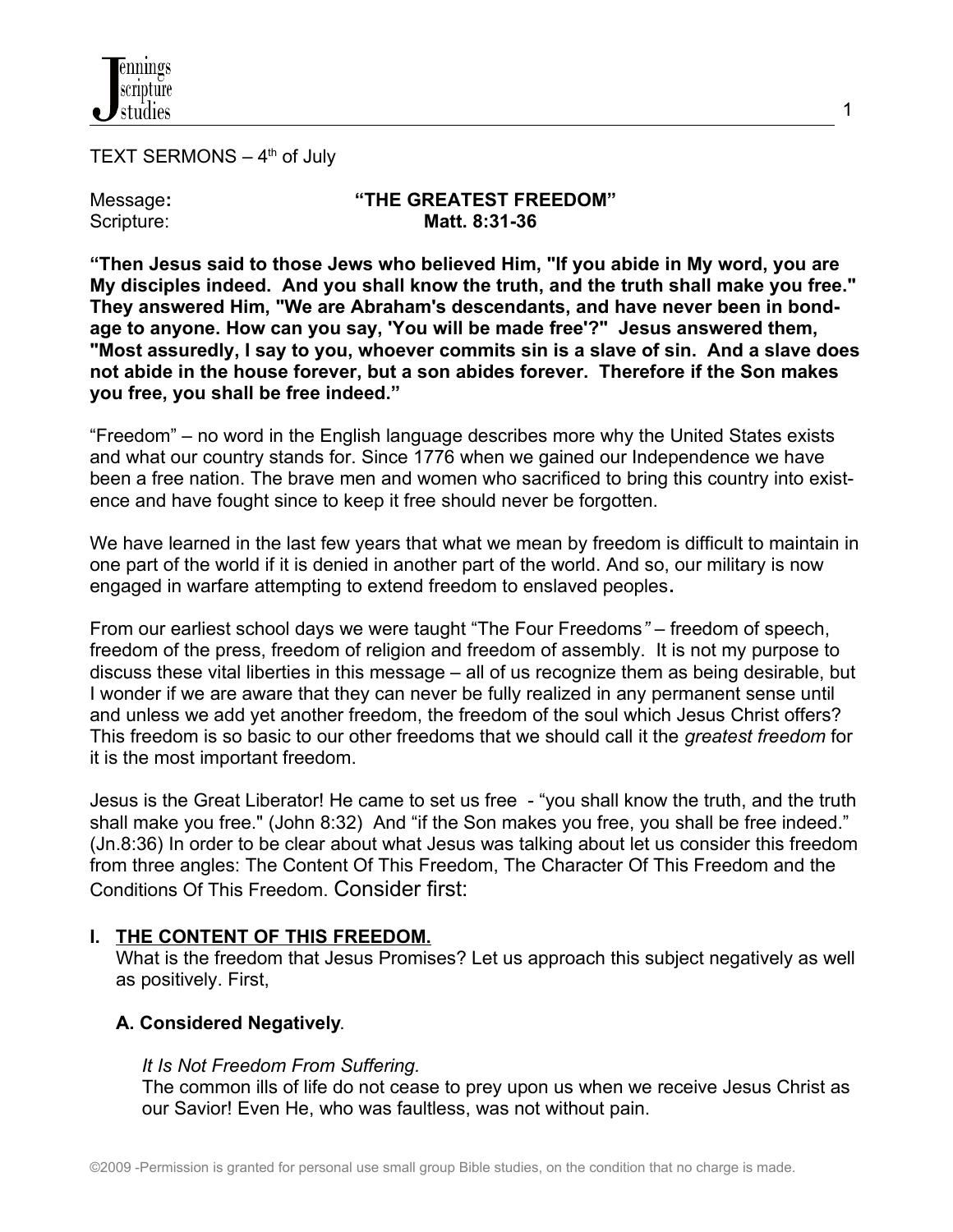TEXT SERMONS – 4th of July

Message: **"THE GREATEST FREEDOM"**
Scripture: **Matt. 8:31-36**

**"Then Jesus said to those Jews who believed Him, "If you abide in My word, you are My disciples indeed. And you shall know the truth, and the truth shall make you free." They answered Him, "We are Abraham's descendants, and have never been in bondage to anyone. How can you say, 'You will be made free'?" Jesus answered them, "Most assuredly, I say to you, whoever commits sin is a slave of sin. And a slave does not abide in the house forever, but a son abides forever. Therefore if the Son makes you free, you shall be free indeed."**

"Freedom" – no word in the English language describes more why the United States exists and what our country stands for. Since 1776 when we gained our Independence we have been a free nation. The brave men and women who sacrificed to bring this country into existence and have fought since to keep it free should never be forgotten.

We have learned in the last few years that what we mean by freedom is difficult to maintain in one part of the world if it is denied in another part of the world. And so, our military is now engaged in warfare attempting to extend freedom to enslaved peoples.

From our earliest school days we were taught "The Four Freedoms" – freedom of speech, freedom of the press, freedom of religion and freedom of assembly. It is not my purpose to discuss these vital liberties in this message – all of us recognize them as being desirable, but I wonder if we are aware that they can never be fully realized in any permanent sense until and unless we add yet another freedom, the freedom of the soul which Jesus Christ offers? This freedom is so basic to our other freedoms that we should call it the *greatest freedom* for it is the most important freedom.

Jesus is the Great Liberator! He came to set us free - "you shall know the truth, and the truth shall make you free." (John 8:32) And "if the Son makes you free, you shall be free indeed." (Jn.8:36) In order to be clear about what Jesus was talking about let us consider this freedom from three angles: The Content Of This Freedom, The Character Of This Freedom and the Conditions Of This Freedom. Consider first:

## I. THE CONTENT OF THIS FREEDOM.

What is the freedom that Jesus Promises? Let us approach this subject negatively as well as positively. First,

### A. Considered Negatively.

*It Is Not Freedom From Suffering.*
The common ills of life do not cease to prey upon us when we receive Jesus Christ as our Savior! Even He, who was faultless, was not without pain.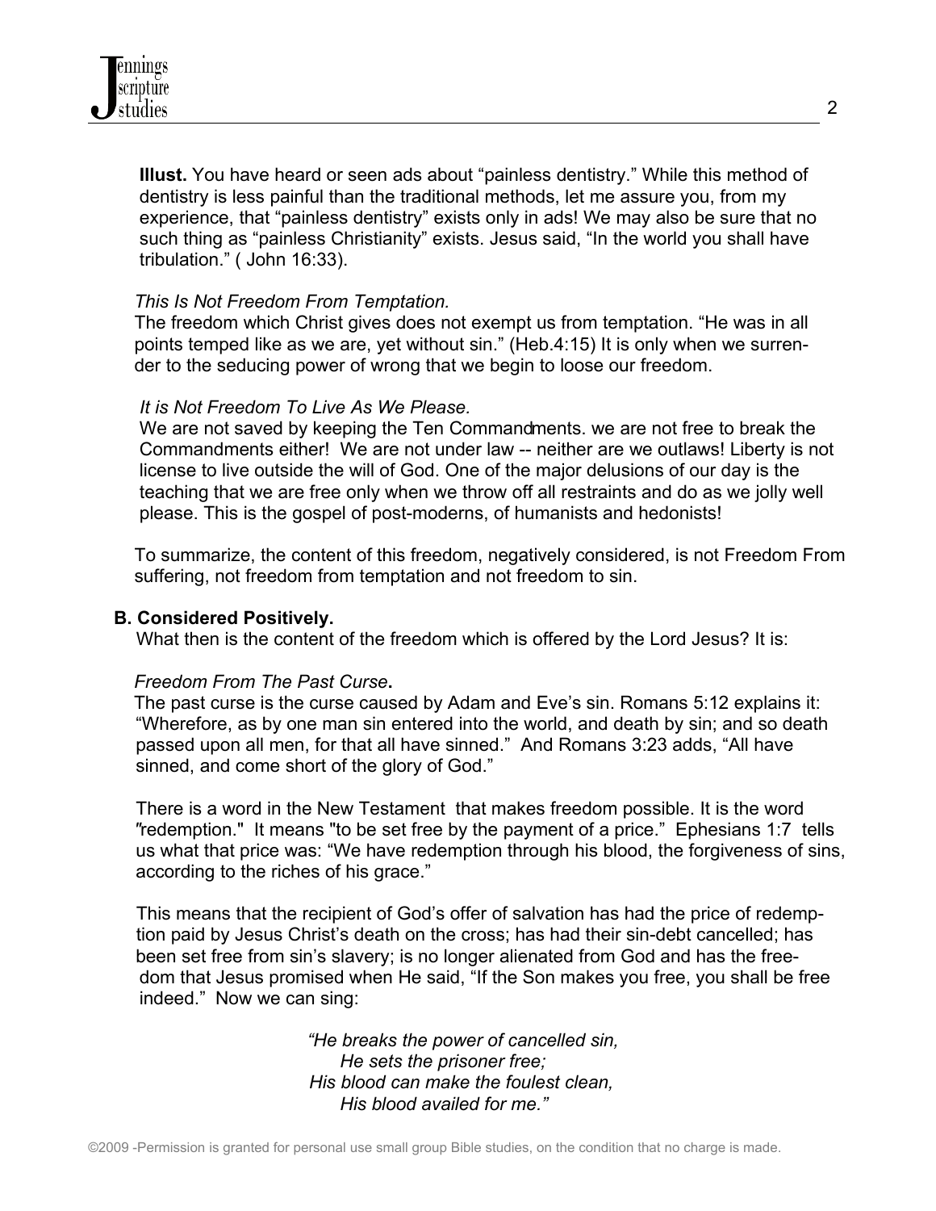**Illust.** You have heard or seen ads about "painless dentistry." While this method of dentistry is less painful than the traditional methods, let me assure you, from my experience, that "painless dentistry" exists only in ads! We may also be sure that no such thing as "painless Christianity" exists. Jesus said, "In the world you shall have tribulation." ( John 16:33).

*This Is Not Freedom From Temptation.*

The freedom which Christ gives does not exempt us from temptation. "He was in all points temped like as we are, yet without sin." (Heb.4:15) It is only when we surrender to the seducing power of wrong that we begin to loose our freedom.

*It is Not Freedom To Live As We Please.*

We are not saved by keeping the Ten Commandments. we are not free to break the Commandments either! We are not under law -- neither are we outlaws! Liberty is not license to live outside the will of God. One of the major delusions of our day is the teaching that we are free only when we throw off all restraints and do as we jolly well please. This is the gospel of post-moderns, of humanists and hedonists!

To summarize, the content of this freedom, negatively considered, is not Freedom From suffering, not freedom from temptation and not freedom to sin.

**B. Considered Positively.**

What then is the content of the freedom which is offered by the Lord Jesus? It is:

*Freedom From The Past Curse***.**

The past curse is the curse caused by Adam and Eve's sin. Romans 5:12 explains it: "Wherefore, as by one man sin entered into the world, and death by sin; and so death passed upon all men, for that all have sinned." And Romans 3:23 adds, "All have sinned, and come short of the glory of God."

There is a word in the New Testament that makes freedom possible. It is the word "redemption." It means "to be set free by the payment of a price." Ephesians 1:7 tells us what that price was: "We have redemption through his blood, the forgiveness of sins, according to the riches of his grace."

This means that the recipient of God's offer of salvation has had the price of redemption paid by Jesus Christ's death on the cross; has had their sin-debt cancelled; has been set free from sin's slavery; is no longer alienated from God and has the freedom that Jesus promised when He said, "If the Son makes you free, you shall be free indeed." Now we can sing:

*"He breaks the power of cancelled sin,*
*He sets the prisoner free;*
*His blood can make the foulest clean,*
*His blood availed for me."*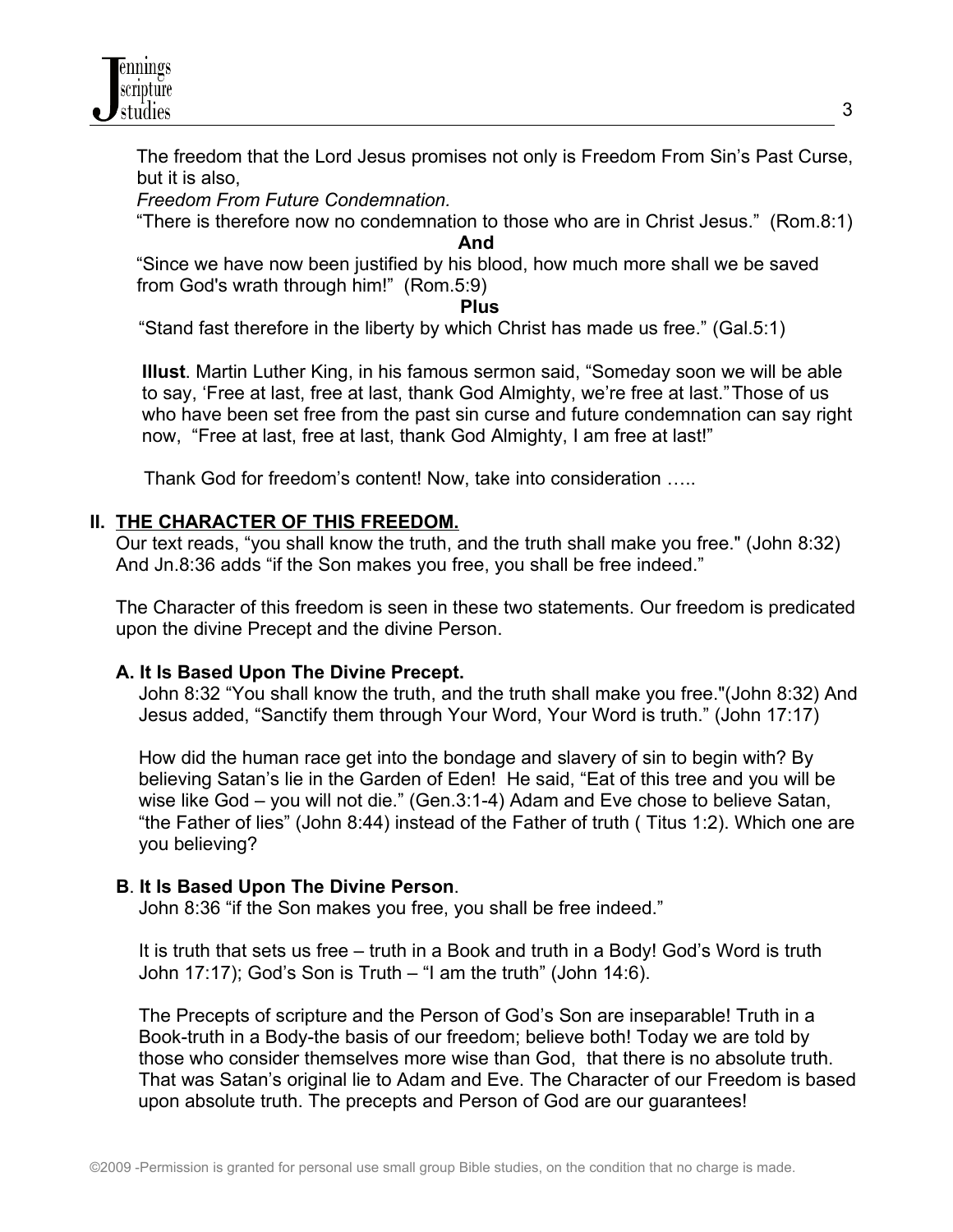The freedom that the Lord Jesus promises not only is Freedom From Sin's Past Curse, but it is also,

*Freedom From Future Condemnation.*

"There is therefore now no condemnation to those who are in Christ Jesus." (Rom.8:1)

**And**

"Since we have now been justified by his blood, how much more shall we be saved from God's wrath through him!" (Rom.5:9)

**Plus**

"Stand fast therefore in the liberty by which Christ has made us free." (Gal.5:1)

**Illust**. Martin Luther King, in his famous sermon said, "Someday soon we will be able to say, 'Free at last, free at last, thank God Almighty, we're free at last." Those of us who have been set free from the past sin curse and future condemnation can say right now, "Free at last, free at last, thank God Almighty, I am free at last!"

Thank God for freedom's content! Now, take into consideration …..

## II. THE CHARACTER OF THIS FREEDOM.

Our text reads, "you shall know the truth, and the truth shall make you free." (John 8:32) And Jn.8:36 adds "if the Son makes you free, you shall be free indeed."

The Character of this freedom is seen in these two statements. Our freedom is predicated upon the divine Precept and the divine Person.

### A. It Is Based Upon The Divine Precept.

John 8:32 "You shall know the truth, and the truth shall make you free."(John 8:32) And Jesus added, "Sanctify them through Your Word, Your Word is truth." (John 17:17)

How did the human race get into the bondage and slavery of sin to begin with? By believing Satan's lie in the Garden of Eden! He said, "Eat of this tree and you will be wise like God – you will not die." (Gen.3:1-4) Adam and Eve chose to believe Satan, "the Father of lies" (John 8:44) instead of the Father of truth ( Titus 1:2). Which one are you believing?

### B. It Is Based Upon The Divine Person.

John 8:36 "if the Son makes you free, you shall be free indeed."

It is truth that sets us free – truth in a Book and truth in a Body! God's Word is truth John 17:17); God's Son is Truth – "I am the truth" (John 14:6).

The Precepts of scripture and the Person of God's Son are inseparable! Truth in a Book-truth in a Body-the basis of our freedom; believe both! Today we are told by those who consider themselves more wise than God, that there is no absolute truth. That was Satan's original lie to Adam and Eve. The Character of our Freedom is based upon absolute truth. The precepts and Person of God are our guarantees!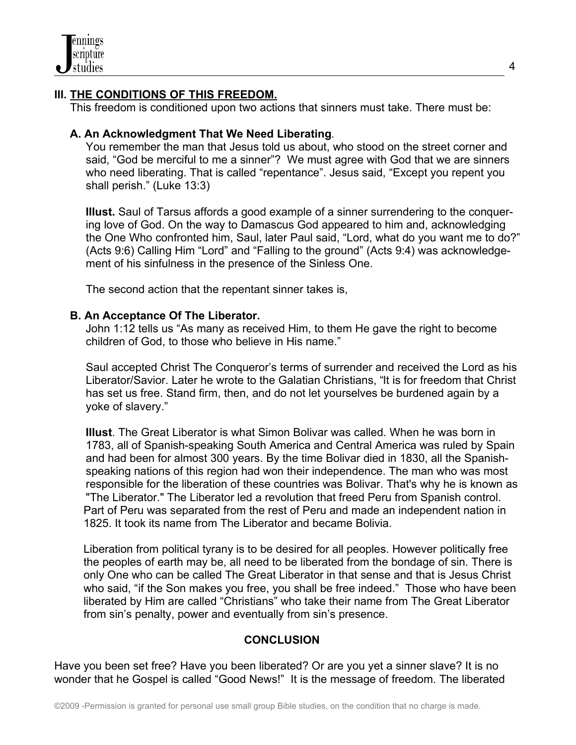## III. THE CONDITIONS OF THIS FREEDOM.

This freedom is conditioned upon two actions that sinners must take. There must be:

### A. An Acknowledgment That We Need Liberating.

You remember the man that Jesus told us about, who stood on the street corner and said, "God be merciful to me a sinner"? We must agree with God that we are sinners who need liberating. That is called "repentance". Jesus said, "Except you repent you shall perish." (Luke 13:3)

**Illust.** Saul of Tarsus affords a good example of a sinner surrendering to the conquering love of God. On the way to Damascus God appeared to him and, acknowledging the One Who confronted him, Saul, later Paul said, "Lord, what do you want me to do?" (Acts 9:6) Calling Him "Lord" and "Falling to the ground" (Acts 9:4) was acknowledgement of his sinfulness in the presence of the Sinless One.

The second action that the repentant sinner takes is,

### B. An Acceptance Of The Liberator.

John 1:12 tells us "As many as received Him, to them He gave the right to become children of God, to those who believe in His name."

Saul accepted Christ The Conqueror's terms of surrender and received the Lord as his Liberator/Savior. Later he wrote to the Galatian Christians, "It is for freedom that Christ has set us free. Stand firm, then, and do not let yourselves be burdened again by a yoke of slavery."

**Illust**. The Great Liberator is what Simon Bolivar was called. When he was born in 1783, all of Spanish-speaking South America and Central America was ruled by Spain and had been for almost 300 years. By the time Bolivar died in 1830, all the Spanish-speaking nations of this region had won their independence. The man who was most responsible for the liberation of these countries was Bolivar. That's why he is known as "The Liberator." The Liberator led a revolution that freed Peru from Spanish control. Part of Peru was separated from the rest of Peru and made an independent nation in 1825. It took its name from The Liberator and became Bolivia.

Liberation from political tyrany is to be desired for all peoples. However politically free the peoples of earth may be, all need to be liberated from the bondage of sin. There is only One who can be called The Great Liberator in that sense and that is Jesus Christ who said, "if the Son makes you free, you shall be free indeed." Those who have been liberated by Him are called "Christians" who take their name from The Great Liberator from sin's penalty, power and eventually from sin's presence.

## CONCLUSION

Have you been set free? Have you been liberated? Or are you yet a sinner slave? It is no wonder that he Gospel is called "Good News!" It is the message of freedom. The liberated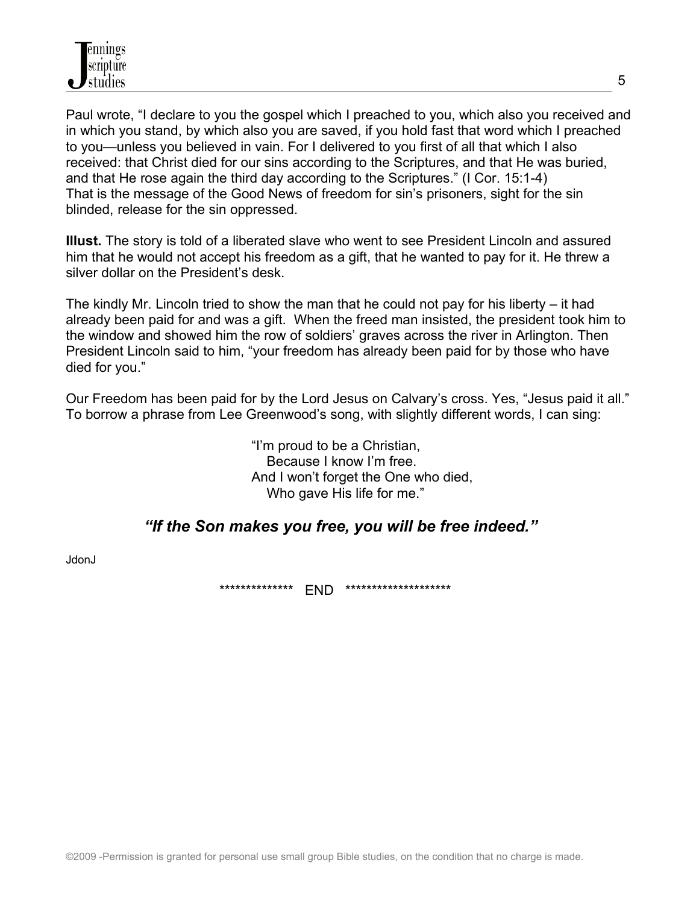Paul wrote, "I declare to you the gospel which I preached to you, which also you received and in which you stand, by which also you are saved, if you hold fast that word which I preached to you—unless you believed in vain. For I delivered to you first of all that which I also received: that Christ died for our sins according to the Scriptures, and that He was buried, and that He rose again the third day according to the Scriptures." (I Cor. 15:1-4)
That is the message of the Good News of freedom for sin's prisoners, sight for the sin blinded, release for the sin oppressed.

**Illust.** The story is told of a liberated slave who went to see President Lincoln and assured him that he would not accept his freedom as a gift, that he wanted to pay for it. He threw a silver dollar on the President's desk.

The kindly Mr. Lincoln tried to show the man that he could not pay for his liberty – it had already been paid for and was a gift. When the freed man insisted, the president took him to the window and showed him the row of soldiers' graves across the river in Arlington. Then President Lincoln said to him, "your freedom has already been paid for by those who have died for you."

Our Freedom has been paid for by the Lord Jesus on Calvary's cross. Yes, "Jesus paid it all." To borrow a phrase from Lee Greenwood's song, with slightly different words, I can sing:

> "I'm proud to be a Christian,
> Because I know I'm free.
> And I won't forget the One who died,
> Who gave His life for me."

***"If the Son makes you free, you will be free indeed."***

JdonJ

************** END ********************

©2009 -Permission is granted for personal use small group Bible studies, on the condition that no charge is made.